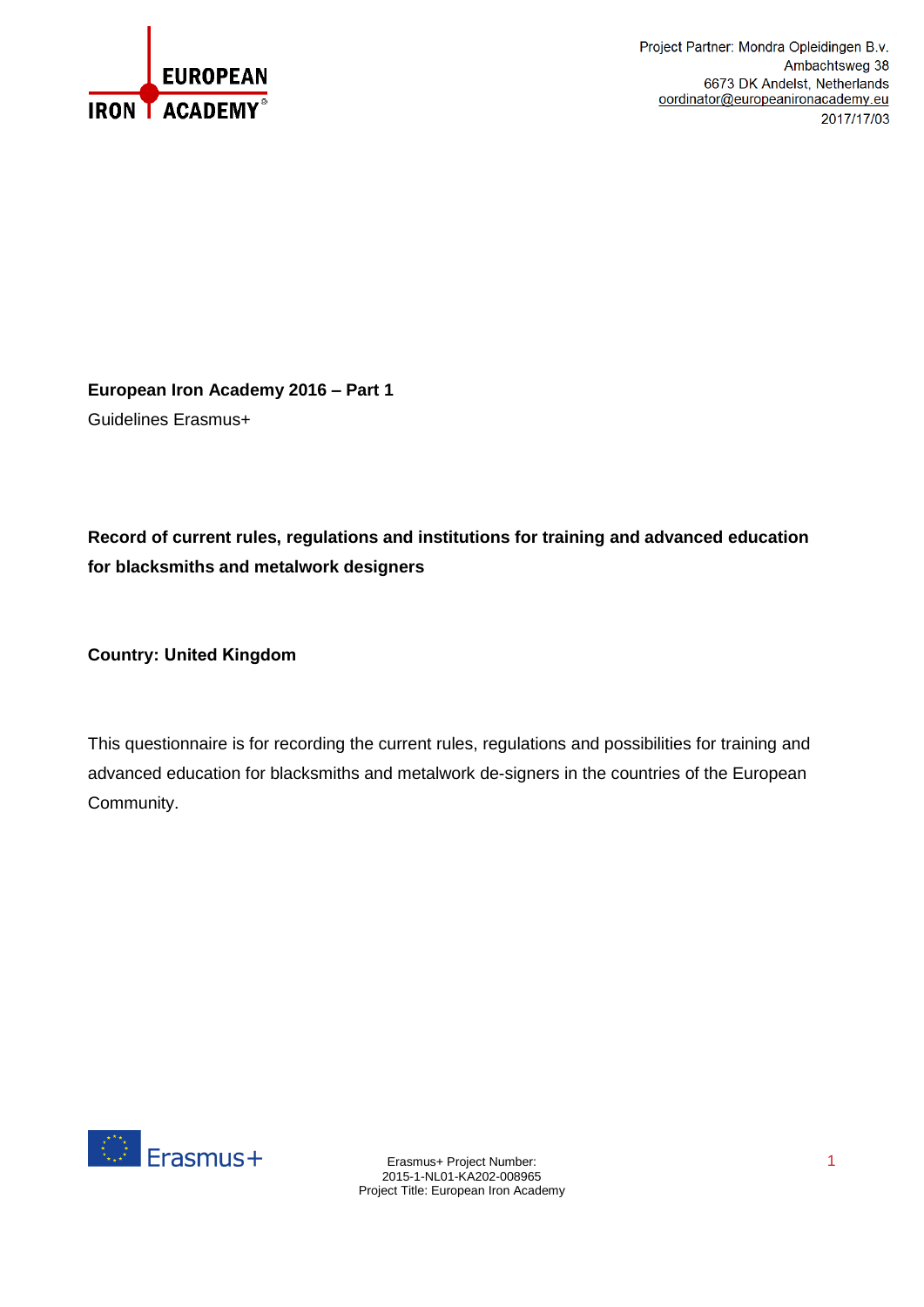Project Partner: Mondra Opleidingen B.v.
Ambachtsweg 38
6673 DK Andelst, Netherlands
oordinator@europeanironacademy.eu
2017/17/03

**European Iron Academy 2016 – Part 1**

Guidelines Erasmus+

**Record of current rules, regulations and institutions for training and advanced education for blacksmiths and metalwork designers**

**Country: United Kingdom**

This questionnaire is for recording the current rules, regulations and possibilities for training and advanced education for blacksmiths and metalwork de-signers in the countries of the European Community.

Erasmus+ Project Number:
2015-1-NL01-KA202-008965
Project Title: European Iron Academy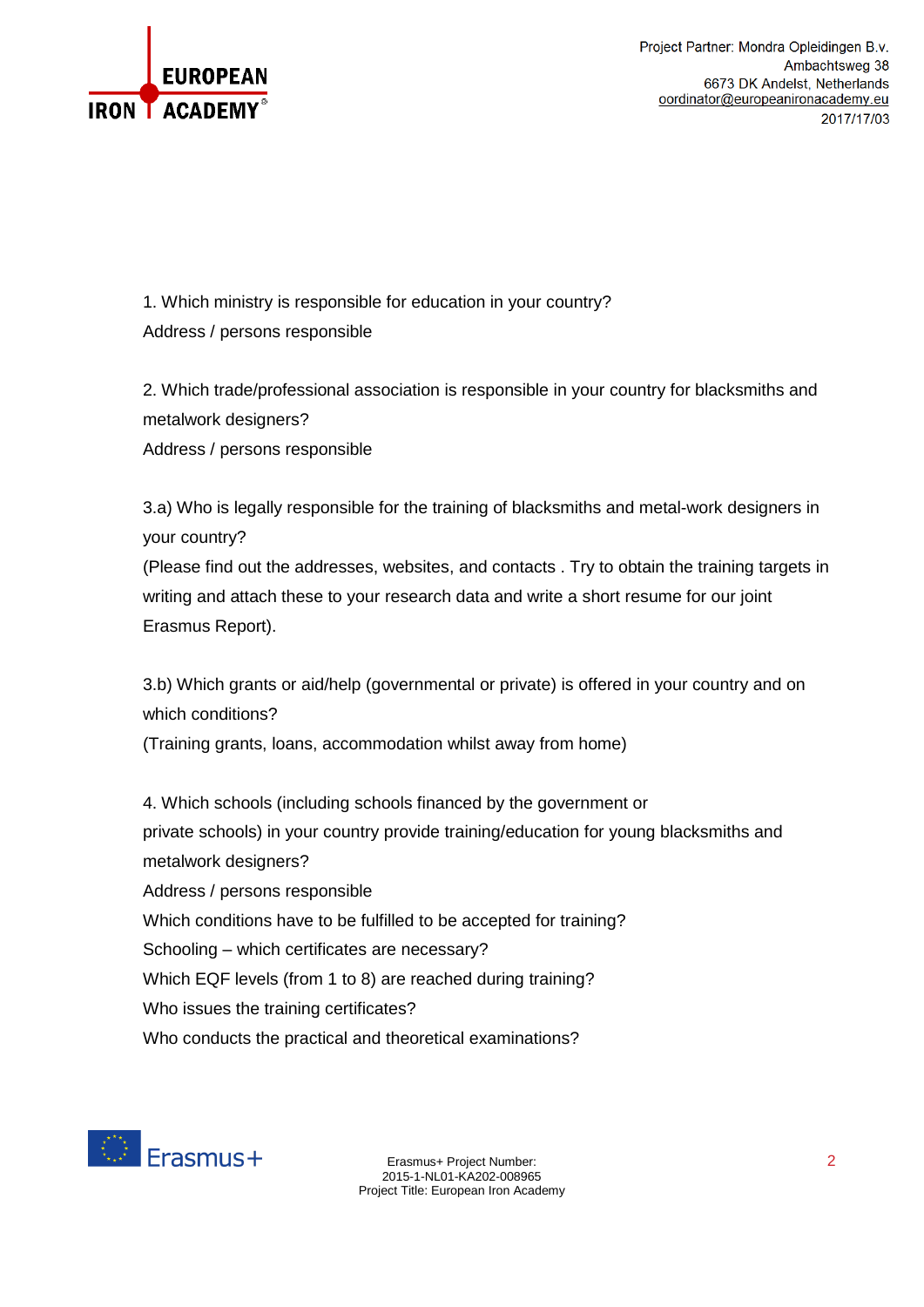1. Which ministry is responsible for education in your country?
Address / persons responsible

2. Which trade/professional association is responsible in your country for blacksmiths and metalwork designers?
Address / persons responsible

3.a) Who is legally responsible for the training of blacksmiths and metal-work designers in your country?
(Please find out the addresses, websites, and contacts . Try to obtain the training targets in writing and attach these to your research data and write a short resume for our joint Erasmus Report).

3.b) Which grants or aid/help (governmental or private) is offered in your country and on which conditions?
(Training grants, loans, accommodation whilst away from home)

4. Which schools (including schools financed by the government or private schools) in your country provide training/education for young blacksmiths and metalwork designers?
Address / persons responsible
Which conditions have to be fulfilled to be accepted for training?
Schooling – which certificates are necessary?
Which EQF levels (from 1 to 8) are reached during training?
Who issues the training certificates?
Who conducts the practical and theoretical examinations?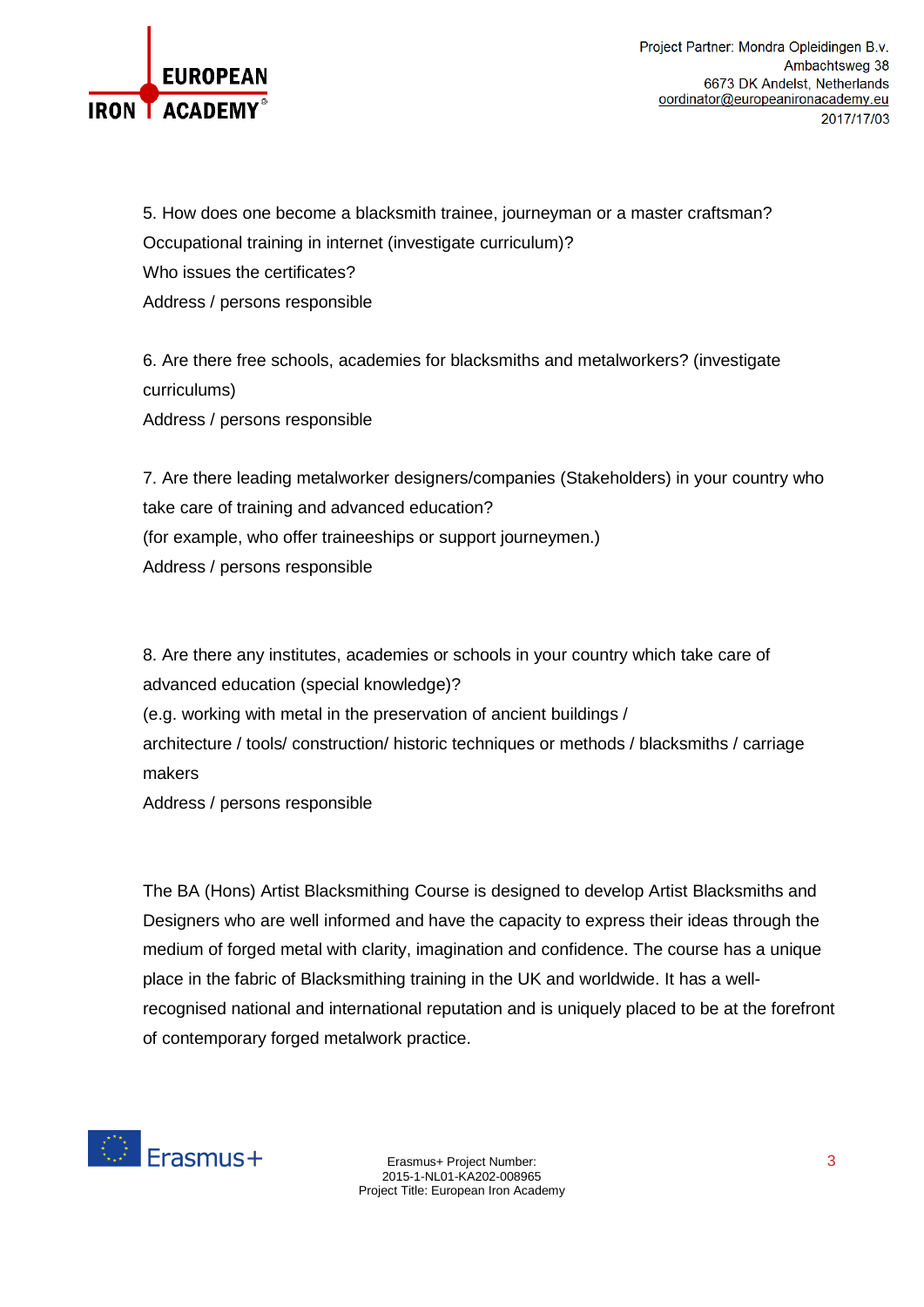5. How does one become a blacksmith trainee, journeyman or a master craftsman?
Occupational training in internet (investigate curriculum)?
Who issues the certificates?
Address / persons responsible

6. Are there free schools, academies for blacksmiths and metalworkers? (investigate curriculums)
Address / persons responsible

7. Are there leading metalworker designers/companies (Stakeholders) in your country who take care of training and advanced education?
(for example, who offer traineeships or support journeymen.)
Address / persons responsible

8. Are there any institutes, academies or schools in your country which take care of advanced education (special knowledge)?
(e.g. working with metal in the preservation of ancient buildings / architecture / tools/ construction/ historic techniques or methods / blacksmiths / carriage makers
Address / persons responsible

The BA (Hons) Artist Blacksmithing Course is designed to develop Artist Blacksmiths and Designers who are well informed and have the capacity to express their ideas through the medium of forged metal with clarity, imagination and confidence. The course has a unique place in the fabric of Blacksmithing training in the UK and worldwide. It has a well-recognised national and international reputation and is uniquely placed to be at the forefront of contemporary forged metalwork practice.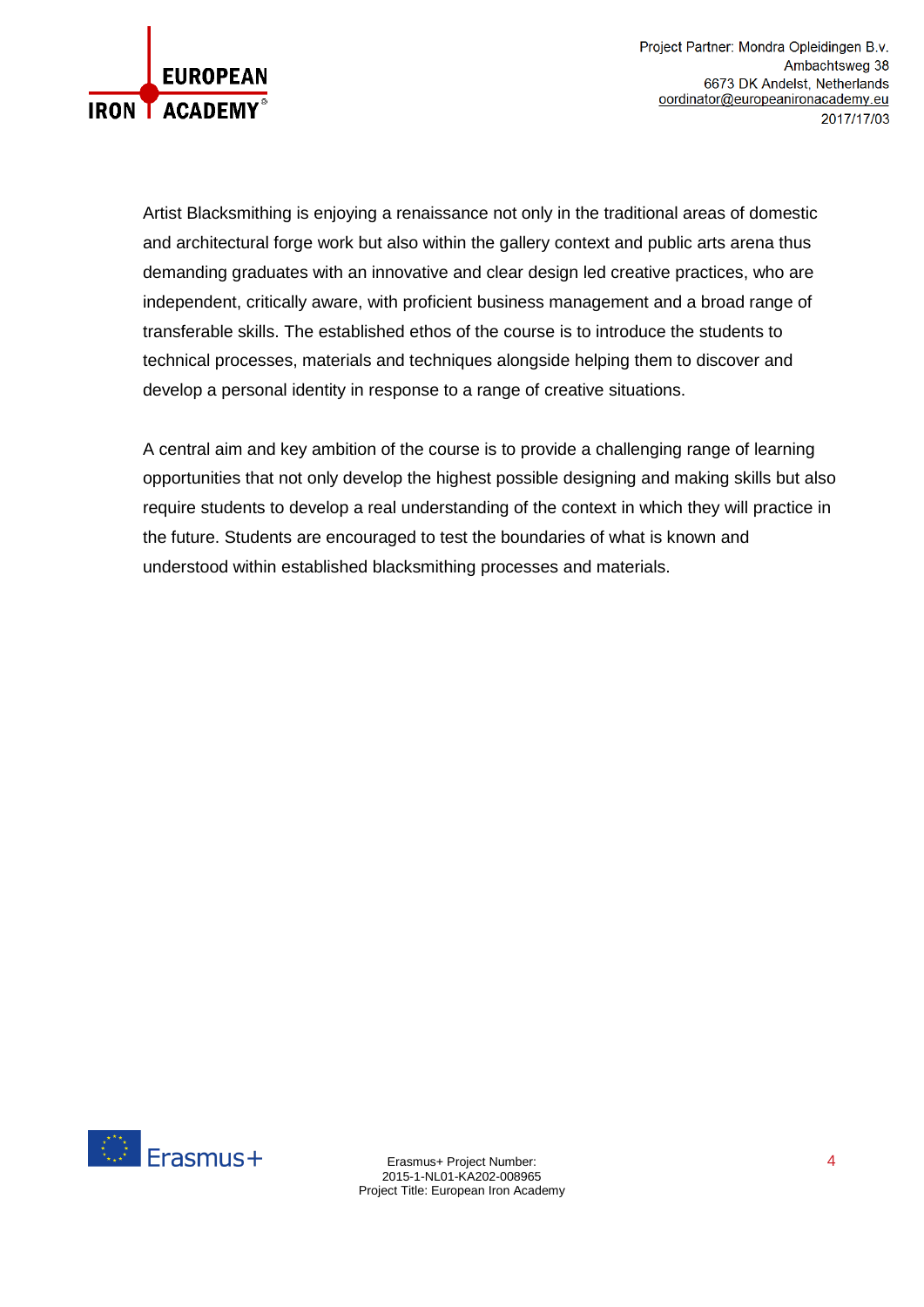Artist Blacksmithing is enjoying a renaissance not only in the traditional areas of domestic and architectural forge work but also within the gallery context and public arts arena thus demanding graduates with an innovative and clear design led creative practices, who are independent, critically aware, with proficient business management and a broad range of transferable skills. The established ethos of the course is to introduce the students to technical processes, materials and techniques alongside helping them to discover and develop a personal identity in response to a range of creative situations.

A central aim and key ambition of the course is to provide a challenging range of learning opportunities that not only develop the highest possible designing and making skills but also require students to develop a real understanding of the context in which they will practice in the future. Students are encouraged to test the boundaries of what is known and understood within established blacksmithing processes and materials.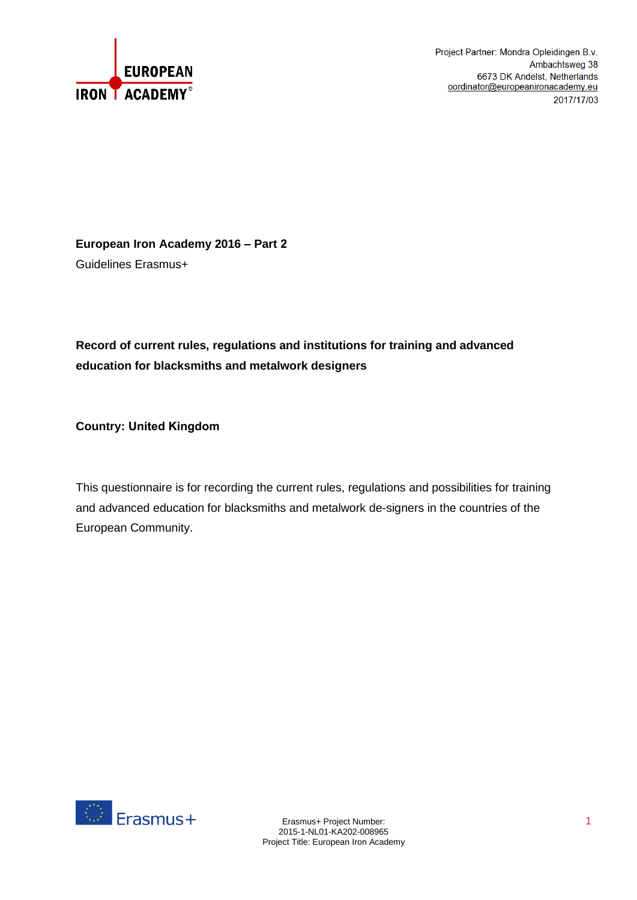Project Partner: Mondra Opleidingen B.v.
Ambachtsweg 38
6673 DK Andelst, Netherlands
oordinator@europeanironacademy.eu
2017/17/03

**European Iron Academy 2016 – Part 2**

Guidelines Erasmus+

**Record of current rules, regulations and institutions for training and advanced education for blacksmiths and metalwork designers**

**Country: United Kingdom**

This questionnaire is for recording the current rules, regulations and possibilities for training and advanced education for blacksmiths and metalwork de-signers in the countries of the European Community.

Erasmus+ Project Number:
2015-1-NL01-KA202-008965
Project Title: European Iron Academy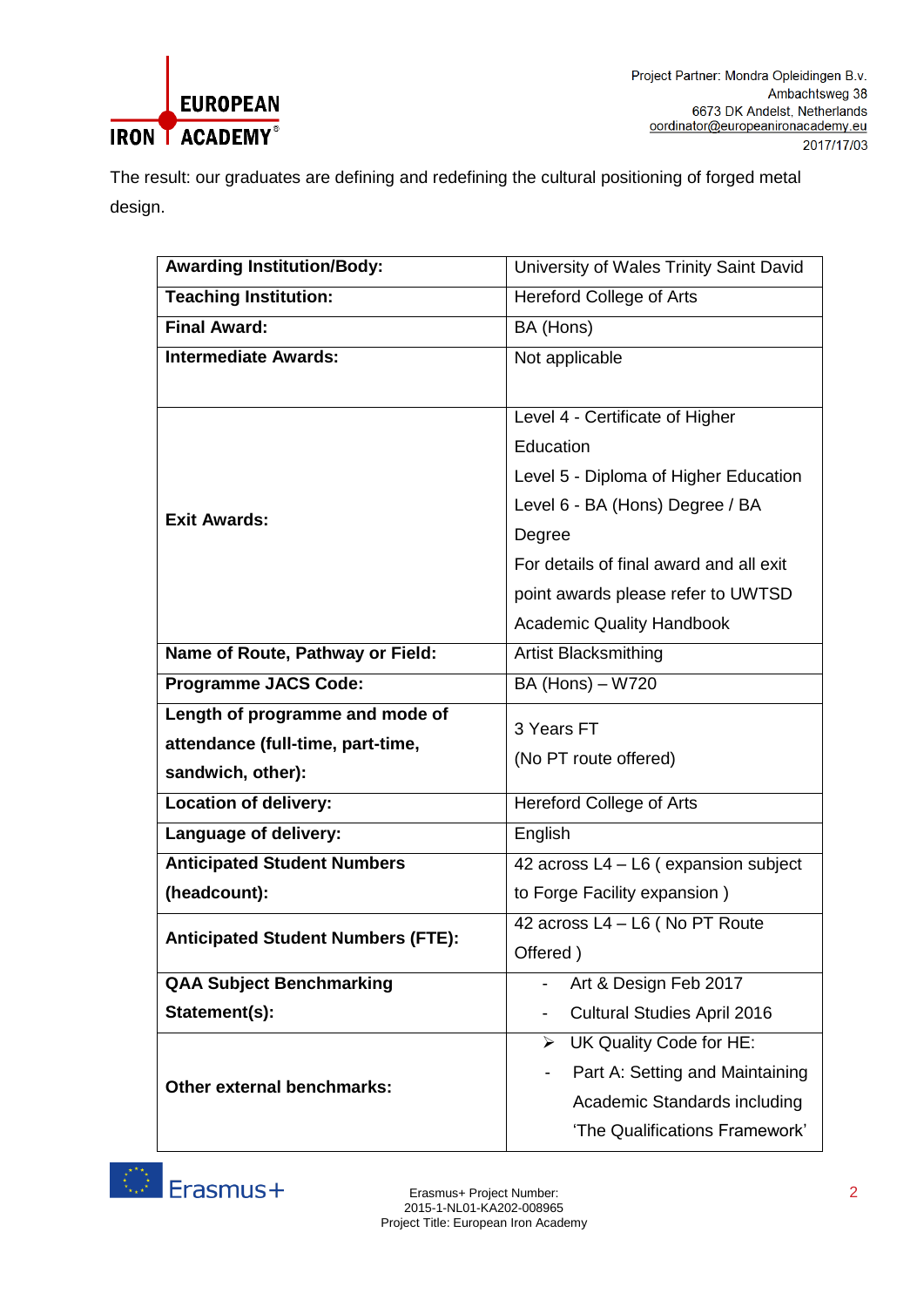The result: our graduates are defining and redefining the cultural positioning of forged metal design.

| **Awarding Institution/Body:** | University of Wales Trinity Saint David |
|---|---|
| **Teaching Institution:** | Hereford College of Arts |
| **Final Award:** | BA (Hons) |
| **Intermediate Awards:** | Not applicable |
| **Exit Awards:** | Level 4 - Certificate of Higher Education<br>Level 5 - Diploma of Higher Education<br>Level 6 - BA (Hons) Degree / BA Degree<br>For details of final award and all exit point awards please refer to UWTSD Academic Quality Handbook |
| **Name of Route, Pathway or Field:** | Artist Blacksmithing |
| **Programme JACS Code:** | BA (Hons) – W720 |
| **Length of programme and mode of attendance (full-time, part-time, sandwich, other):** | 3 Years FT<br>(No PT route offered) |
| **Location of delivery:** | Hereford College of Arts |
| **Language of delivery:** | English |
| **Anticipated Student Numbers (headcount):** | 42 across L4 – L6 ( expansion subject to Forge Facility expansion ) |
| **Anticipated Student Numbers (FTE):** | 42 across L4 – L6 ( No PT Route Offered ) |
| **QAA Subject Benchmarking Statement(s):** | - Art & Design Feb 2017<br>- Cultural Studies April 2016 |
| **Other external benchmarks:** | ➢ UK Quality Code for HE:<br>- Part A: Setting and Maintaining Academic Standards including 'The Qualifications Framework' |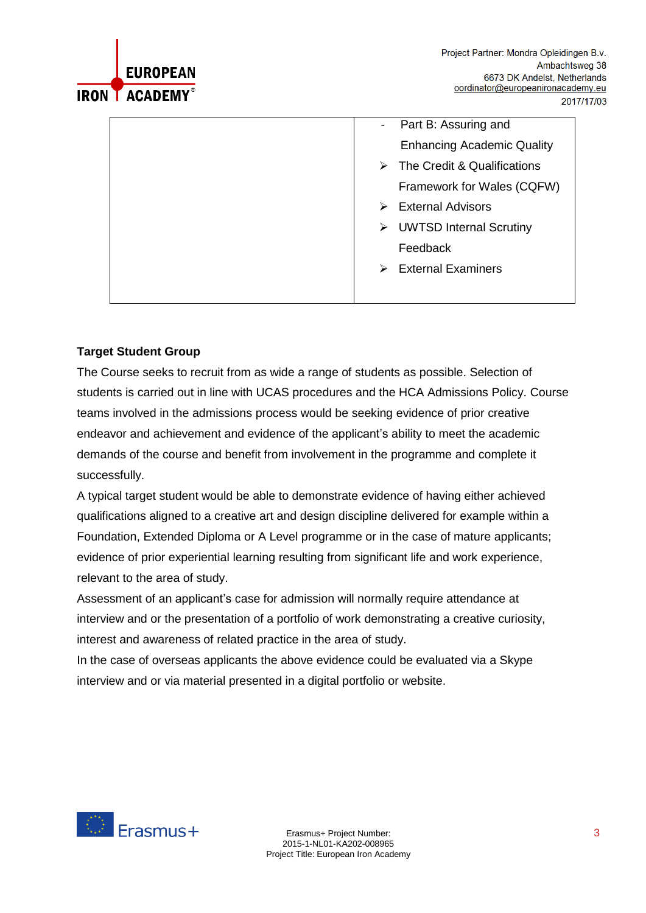| | - Part B: Assuring and Enhancing Academic Quality<br>➢ The Credit & Qualifications Framework for Wales (CQFW)<br>➢ External Advisors<br>➢ UWTSD Internal Scrutiny Feedback<br>➢ External Examiners |
|---|---|

**Target Student Group**

The Course seeks to recruit from as wide a range of students as possible. Selection of students is carried out in line with UCAS procedures and the HCA Admissions Policy. Course teams involved in the admissions process would be seeking evidence of prior creative endeavor and achievement and evidence of the applicant's ability to meet the academic demands of the course and benefit from involvement in the programme and complete it successfully.

A typical target student would be able to demonstrate evidence of having either achieved qualifications aligned to a creative art and design discipline delivered for example within a Foundation, Extended Diploma or A Level programme or in the case of mature applicants; evidence of prior experiential learning resulting from significant life and work experience, relevant to the area of study.

Assessment of an applicant's case for admission will normally require attendance at interview and or the presentation of a portfolio of work demonstrating a creative curiosity, interest and awareness of related practice in the area of study.

In the case of overseas applicants the above evidence could be evaluated via a Skype interview and or via material presented in a digital portfolio or website.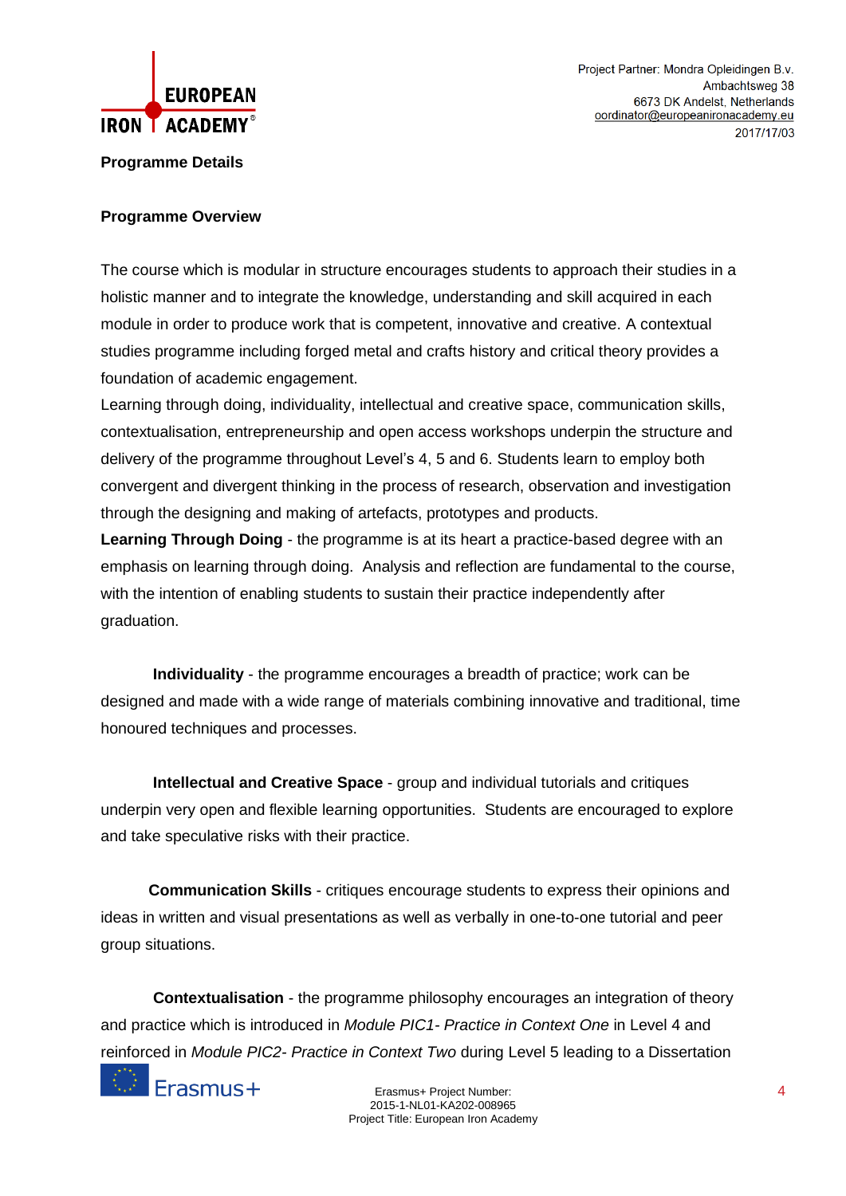**Programme Details**

**Programme Overview**

The course which is modular in structure encourages students to approach their studies in a holistic manner and to integrate the knowledge, understanding and skill acquired in each module in order to produce work that is competent, innovative and creative. A contextual studies programme including forged metal and crafts history and critical theory provides a foundation of academic engagement.

Learning through doing, individuality, intellectual and creative space, communication skills, contextualisation, entrepreneurship and open access workshops underpin the structure and delivery of the programme throughout Level's 4, 5 and 6. Students learn to employ both convergent and divergent thinking in the process of research, observation and investigation through the designing and making of artefacts, prototypes and products.

**Learning Through Doing** - the programme is at its heart a practice-based degree with an emphasis on learning through doing. Analysis and reflection are fundamental to the course, with the intention of enabling students to sustain their practice independently after graduation.

**Individuality** - the programme encourages a breadth of practice; work can be designed and made with a wide range of materials combining innovative and traditional, time honoured techniques and processes.

**Intellectual and Creative Space** - group and individual tutorials and critiques underpin very open and flexible learning opportunities. Students are encouraged to explore and take speculative risks with their practice.

**Communication Skills** - critiques encourage students to express their opinions and ideas in written and visual presentations as well as verbally in one-to-one tutorial and peer group situations.

**Contextualisation** - the programme philosophy encourages an integration of theory and practice which is introduced in *Module PIC1- Practice in Context One* in Level 4 and reinforced in *Module PIC2- Practice in Context Two* during Level 5 leading to a Dissertation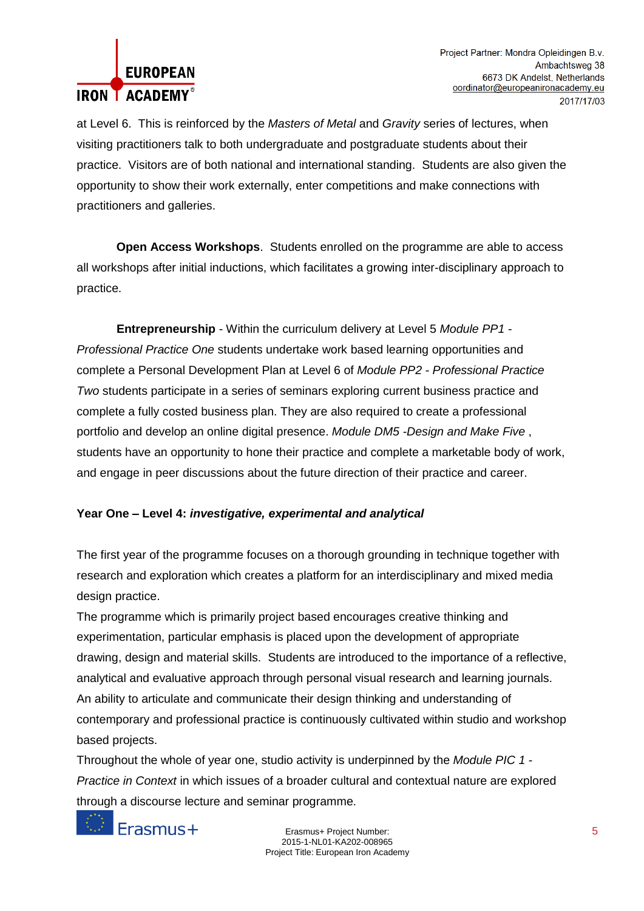at Level 6. This is reinforced by the *Masters of Metal* and *Gravity* series of lectures, when visiting practitioners talk to both undergraduate and postgraduate students about their practice. Visitors are of both national and international standing. Students are also given the opportunity to show their work externally, enter competitions and make connections with practitioners and galleries.

**Open Access Workshops**. Students enrolled on the programme are able to access all workshops after initial inductions, which facilitates a growing inter-disciplinary approach to practice.

**Entrepreneurship** - Within the curriculum delivery at Level 5 *Module PP1 - Professional Practice One* students undertake work based learning opportunities and complete a Personal Development Plan at Level 6 of *Module PP2 - Professional Practice Two* students participate in a series of seminars exploring current business practice and complete a fully costed business plan. They are also required to create a professional portfolio and develop an online digital presence. *Module DM5 -Design and Make Five* , students have an opportunity to hone their practice and complete a marketable body of work, and engage in peer discussions about the future direction of their practice and career.

**Year One – Level 4: *investigative, experimental and analytical***

The first year of the programme focuses on a thorough grounding in technique together with research and exploration which creates a platform for an interdisciplinary and mixed media design practice.

The programme which is primarily project based encourages creative thinking and experimentation, particular emphasis is placed upon the development of appropriate drawing, design and material skills. Students are introduced to the importance of a reflective, analytical and evaluative approach through personal visual research and learning journals. An ability to articulate and communicate their design thinking and understanding of contemporary and professional practice is continuously cultivated within studio and workshop based projects.

Throughout the whole of year one, studio activity is underpinned by the *Module PIC 1 - Practice in Context* in which issues of a broader cultural and contextual nature are explored through a discourse lecture and seminar programme.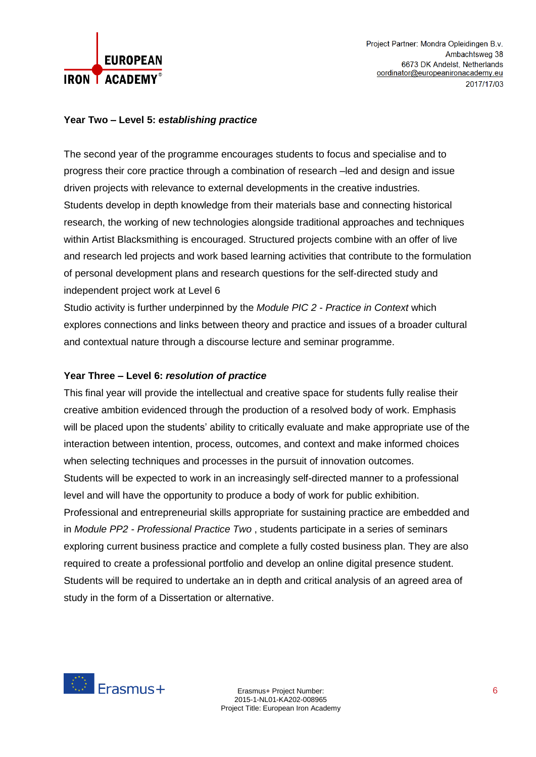**Year Two – Level 5:** ***establishing practice***

The second year of the programme encourages students to focus and specialise and to progress their core practice through a combination of research –led and design and issue driven projects with relevance to external developments in the creative industries. Students develop in depth knowledge from their materials base and connecting historical research, the working of new technologies alongside traditional approaches and techniques within Artist Blacksmithing is encouraged. Structured projects combine with an offer of live and research led projects and work based learning activities that contribute to the formulation of personal development plans and research questions for the self-directed study and independent project work at Level 6

Studio activity is further underpinned by the *Module PIC 2 - Practice in Context* which explores connections and links between theory and practice and issues of a broader cultural and contextual nature through a discourse lecture and seminar programme.

**Year Three – Level 6:** ***resolution of practice***

This final year will provide the intellectual and creative space for students fully realise their creative ambition evidenced through the production of a resolved body of work. Emphasis will be placed upon the students' ability to critically evaluate and make appropriate use of the interaction between intention, process, outcomes, and context and make informed choices when selecting techniques and processes in the pursuit of innovation outcomes.

Students will be expected to work in an increasingly self-directed manner to a professional level and will have the opportunity to produce a body of work for public exhibition.

Professional and entrepreneurial skills appropriate for sustaining practice are embedded and in *Module PP2 - Professional Practice Two* , students participate in a series of seminars exploring current business practice and complete a fully costed business plan. They are also required to create a professional portfolio and develop an online digital presence student.

Students will be required to undertake an in depth and critical analysis of an agreed area of study in the form of a Dissertation or alternative.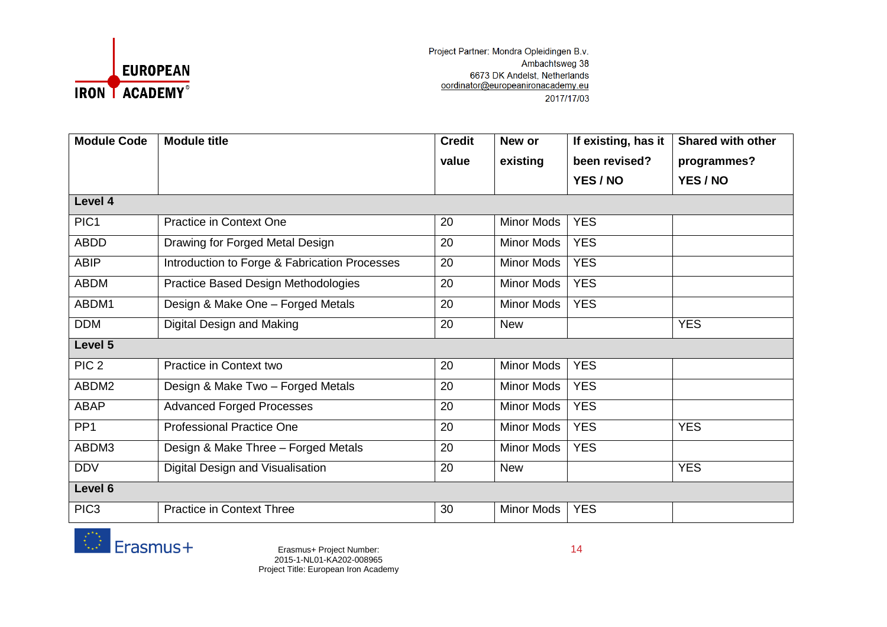| Module Code | Module title | Credit value | New or existing | If existing, has it been revised? YES / NO | Shared with other programmes? YES / NO |
|---|---|---|---|---|---|
| **Level 4** | | | | | |
| PIC1 | Practice in Context One | 20 | Minor Mods | YES | |
| ABDD | Drawing for Forged Metal Design | 20 | Minor Mods | YES | |
| ABIP | Introduction to Forge & Fabrication Processes | 20 | Minor Mods | YES | |
| ABDM | Practice Based Design Methodologies | 20 | Minor Mods | YES | |
| ABDM1 | Design & Make One – Forged Metals | 20 | Minor Mods | YES | |
| DDM | Digital Design and Making | 20 | New | | YES |
| **Level 5** | | | | | |
| PIC 2 | Practice in Context two | 20 | Minor Mods | YES | |
| ABDM2 | Design & Make Two – Forged Metals | 20 | Minor Mods | YES | |
| ABAP | Advanced Forged Processes | 20 | Minor Mods | YES | |
| PP1 | Professional Practice One | 20 | Minor Mods | YES | YES |
| ABDM3 | Design & Make Three – Forged Metals | 20 | Minor Mods | YES | |
| DDV | Digital Design and Visualisation | 20 | New | | YES |
| **Level 6** | | | | | |
| PIC3 | Practice in Context Three | 30 | Minor Mods | YES | |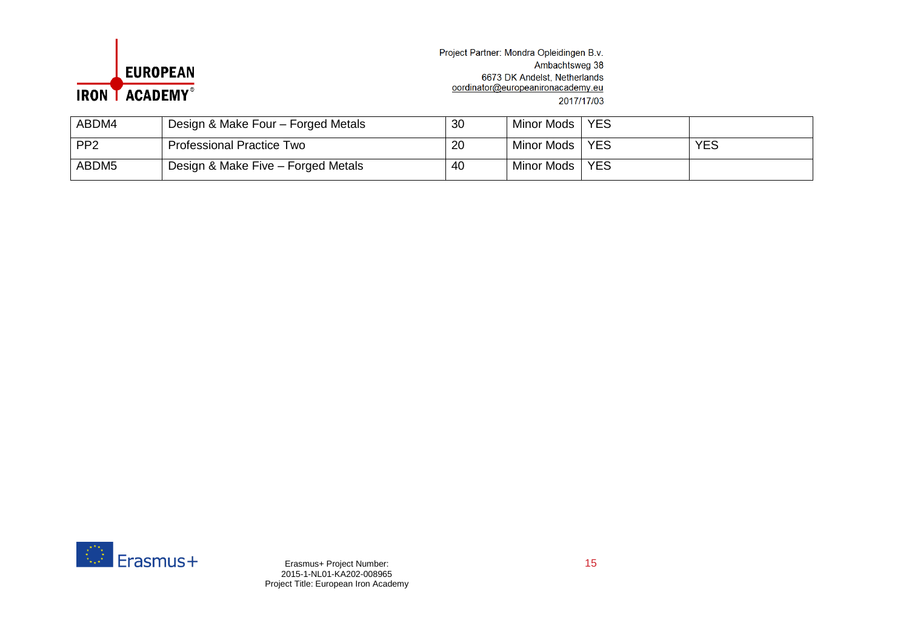| ABDM4 | Design & Make Four – Forged Metals | 30 | Minor Mods | YES | |
|---|---|---|---|---|---|
| PP2 | Professional Practice Two | 20 | Minor Mods | YES | YES |
| ABDM5 | Design & Make Five – Forged Metals | 40 | Minor Mods | YES | |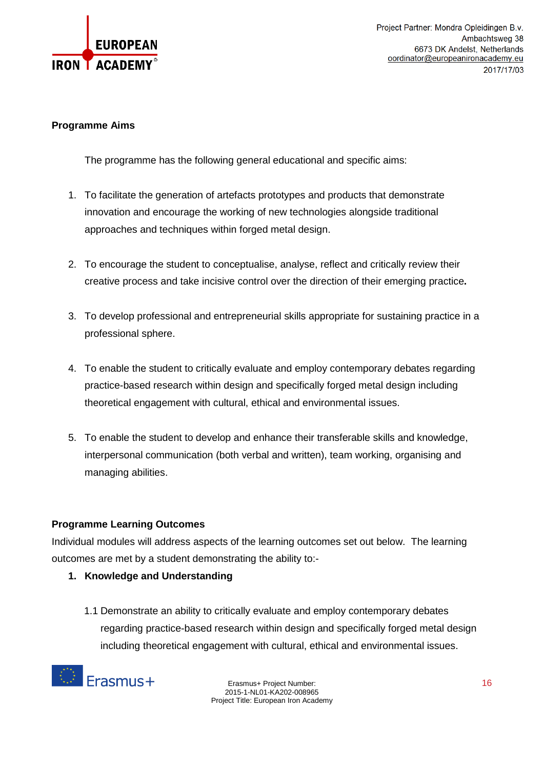**Programme Aims**

The programme has the following general educational and specific aims:

1. To facilitate the generation of artefacts prototypes and products that demonstrate innovation and encourage the working of new technologies alongside traditional approaches and techniques within forged metal design.

2. To encourage the student to conceptualise, analyse, reflect and critically review their creative process and take incisive control over the direction of their emerging practice**.**

3. To develop professional and entrepreneurial skills appropriate for sustaining practice in a professional sphere.

4. To enable the student to critically evaluate and employ contemporary debates regarding practice-based research within design and specifically forged metal design including theoretical engagement with cultural, ethical and environmental issues.

5. To enable the student to develop and enhance their transferable skills and knowledge, interpersonal communication (both verbal and written), team working, organising and managing abilities.

**Programme Learning Outcomes**

Individual modules will address aspects of the learning outcomes set out below. The learning outcomes are met by a student demonstrating the ability to:-

1. **Knowledge and Understanding**

   1.1 Demonstrate an ability to critically evaluate and employ contemporary debates regarding practice-based research within design and specifically forged metal design including theoretical engagement with cultural, ethical and environmental issues.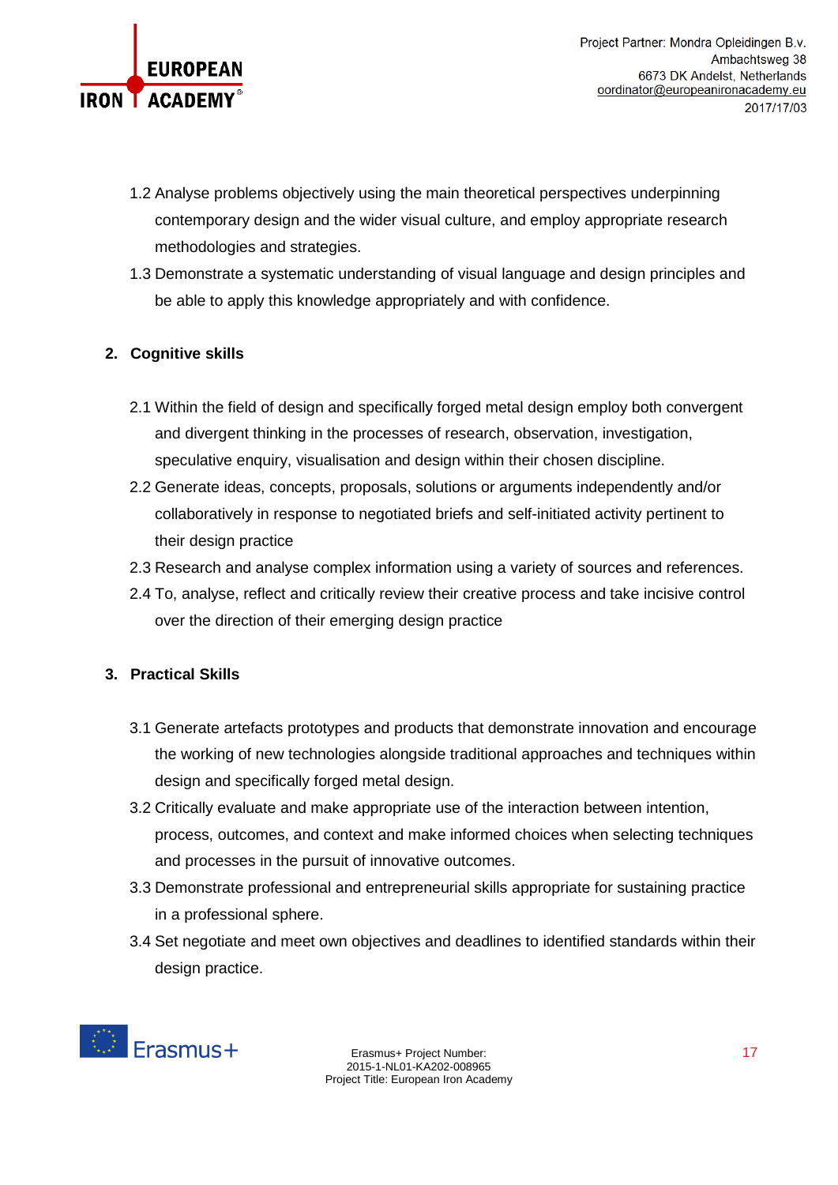1.2 Analyse problems objectively using the main theoretical perspectives underpinning contemporary design and the wider visual culture, and employ appropriate research methodologies and strategies.

1.3 Demonstrate a systematic understanding of visual language and design principles and be able to apply this knowledge appropriately and with confidence.

## 2. Cognitive skills

2.1 Within the field of design and specifically forged metal design employ both convergent and divergent thinking in the processes of research, observation, investigation, speculative enquiry, visualisation and design within their chosen discipline.

2.2 Generate ideas, concepts, proposals, solutions or arguments independently and/or collaboratively in response to negotiated briefs and self-initiated activity pertinent to their design practice

2.3 Research and analyse complex information using a variety of sources and references.

2.4 To, analyse, reflect and critically review their creative process and take incisive control over the direction of their emerging design practice

## 3. Practical Skills

3.1 Generate artefacts prototypes and products that demonstrate innovation and encourage the working of new technologies alongside traditional approaches and techniques within design and specifically forged metal design.

3.2 Critically evaluate and make appropriate use of the interaction between intention, process, outcomes, and context and make informed choices when selecting techniques and processes in the pursuit of innovative outcomes.

3.3 Demonstrate professional and entrepreneurial skills appropriate for sustaining practice in a professional sphere.

3.4 Set negotiate and meet own objectives and deadlines to identified standards within their design practice.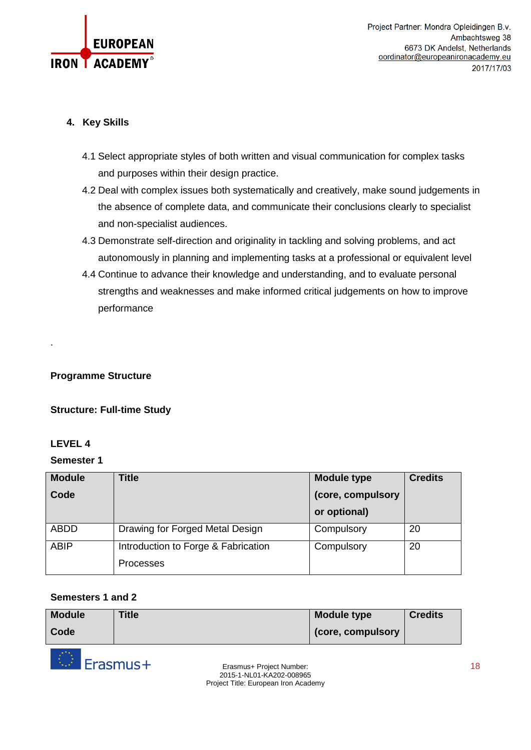## 4. Key Skills

4.1 Select appropriate styles of both written and visual communication for complex tasks and purposes within their design practice.

4.2 Deal with complex issues both systematically and creatively, make sound judgements in the absence of complete data, and communicate their conclusions clearly to specialist and non-specialist audiences.

4.3 Demonstrate self-direction and originality in tackling and solving problems, and act autonomously in planning and implementing tasks at a professional or equivalent level

4.4 Continue to advance their knowledge and understanding, and to evaluate personal strengths and weaknesses and make informed critical judgements on how to improve performance

.

**Programme Structure**

**Structure: Full-time Study**

**LEVEL 4**

**Semester 1**

| Module Code | Title | Module type (core, compulsory or optional) | Credits |
|---|---|---|---|
| ABDD | Drawing for Forged Metal Design | Compulsory | 20 |
| ABIP | Introduction to Forge & Fabrication Processes | Compulsory | 20 |

**Semesters 1 and 2**

| Module Code | Title | Module type (core, compulsory | Credits |
|---|---|---|---|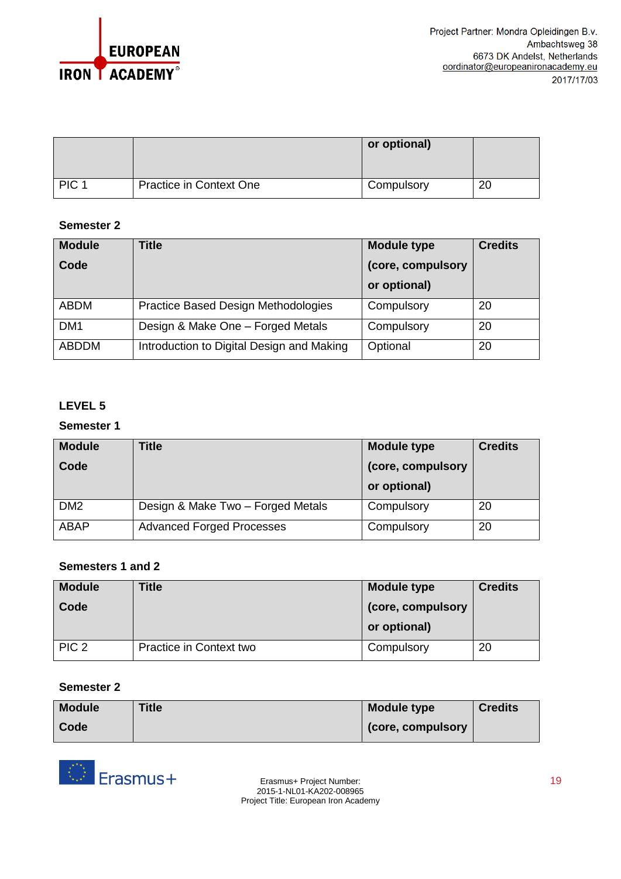| | | or optional) | |
|---|---|---|---|
| PIC 1 | Practice in Context One | Compulsory | 20 |

**Semester 2**

| Module Code | Title | Module type (core, compulsory or optional) | Credits |
|---|---|---|---|
| ABDM | Practice Based Design Methodologies | Compulsory | 20 |
| DM1 | Design & Make One – Forged Metals | Compulsory | 20 |
| ABDDM | Introduction to Digital Design and Making | Optional | 20 |

**LEVEL 5**

**Semester 1**

| Module Code | Title | Module type (core, compulsory or optional) | Credits |
|---|---|---|---|
| DM2 | Design & Make Two – Forged Metals | Compulsory | 20 |
| ABAP | Advanced Forged Processes | Compulsory | 20 |

**Semesters 1 and 2**

| Module Code | Title | Module type (core, compulsory or optional) | Credits |
|---|---|---|---|
| PIC 2 | Practice in Context two | Compulsory | 20 |

**Semester 2**

| Module Code | Title | Module type (core, compulsory | Credits |
|---|---|---|---|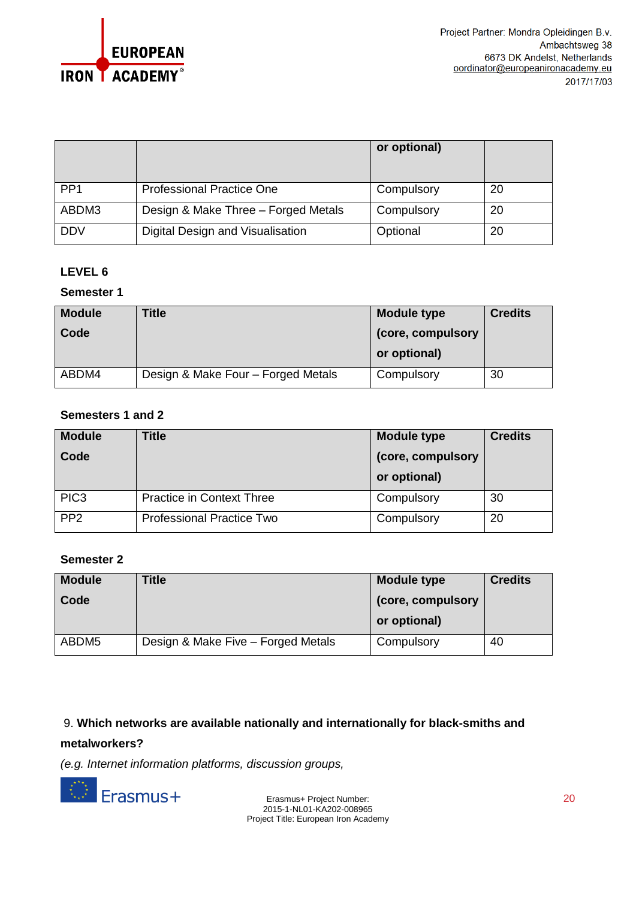| | | or optional) | |
|---|---|---|---|
| PP1 | Professional Practice One | Compulsory | 20 |
| ABDM3 | Design & Make Three – Forged Metals | Compulsory | 20 |
| DDV | Digital Design and Visualisation | Optional | 20 |

**LEVEL 6**

**Semester 1**

| Module Code | Title | Module type (core, compulsory or optional) | Credits |
|---|---|---|---|
| ABDM4 | Design & Make Four – Forged Metals | Compulsory | 30 |

**Semesters 1 and 2**

| Module Code | Title | Module type (core, compulsory or optional) | Credits |
|---|---|---|---|
| PIC3 | Practice in Context Three | Compulsory | 30 |
| PP2 | Professional Practice Two | Compulsory | 20 |

**Semester 2**

| Module Code | Title | Module type (core, compulsory or optional) | Credits |
|---|---|---|---|
| ABDM5 | Design & Make Five – Forged Metals | Compulsory | 40 |

9. **Which networks are available nationally and internationally for black-smiths and metalworkers?**

*(e.g. Internet information platforms, discussion groups,*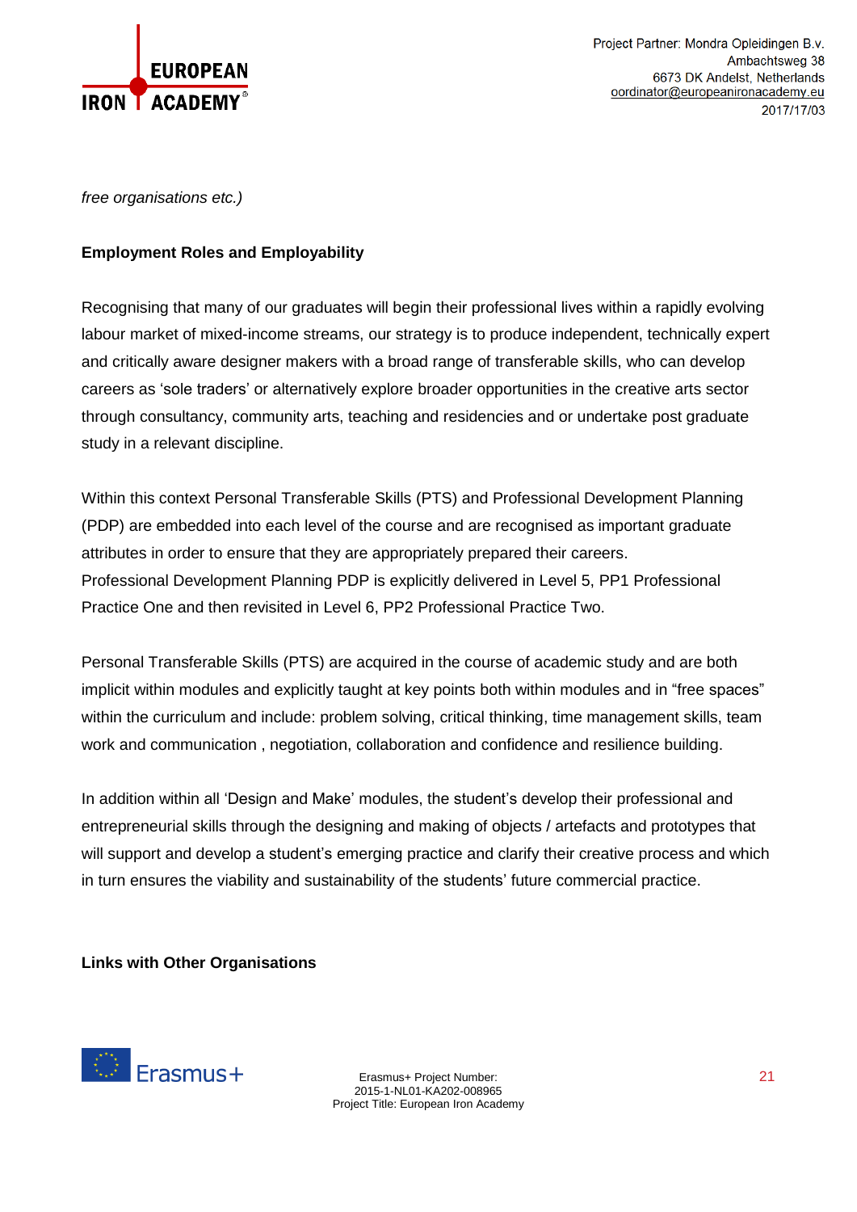*free organisations etc.)*

**Employment Roles and Employability**

Recognising that many of our graduates will begin their professional lives within a rapidly evolving labour market of mixed-income streams, our strategy is to produce independent, technically expert and critically aware designer makers with a broad range of transferable skills, who can develop careers as 'sole traders' or alternatively explore broader opportunities in the creative arts sector through consultancy, community arts, teaching and residencies and or undertake post graduate study in a relevant discipline.

Within this context Personal Transferable Skills (PTS) and Professional Development Planning (PDP) are embedded into each level of the course and are recognised as important graduate attributes in order to ensure that they are appropriately prepared their careers.
Professional Development Planning PDP is explicitly delivered in Level 5, PP1 Professional Practice One and then revisited in Level 6, PP2 Professional Practice Two.

Personal Transferable Skills (PTS) are acquired in the course of academic study and are both implicit within modules and explicitly taught at key points both within modules and in "free spaces" within the curriculum and include: problem solving, critical thinking, time management skills, team work and communication , negotiation, collaboration and confidence and resilience building.

In addition within all 'Design and Make' modules, the student's develop their professional and entrepreneurial skills through the designing and making of objects / artefacts and prototypes that will support and develop a student's emerging practice and clarify their creative process and which in turn ensures the viability and sustainability of the students' future commercial practice.

**Links with Other Organisations**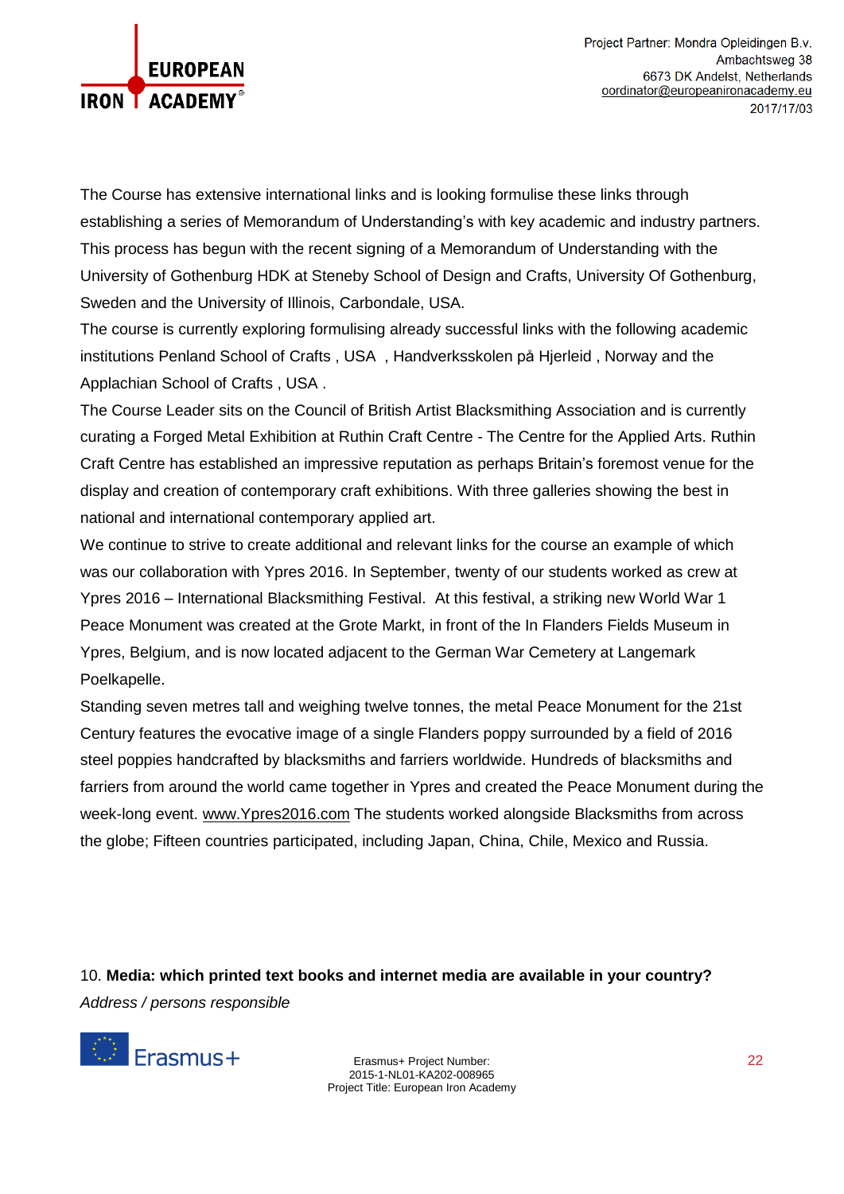The Course has extensive international links and is looking formulise these links through establishing a series of Memorandum of Understanding's with key academic and industry partners. This process has begun with the recent signing of a Memorandum of Understanding with the University of Gothenburg HDK at Steneby School of Design and Crafts, University Of Gothenburg, Sweden and the University of Illinois, Carbondale, USA.

The course is currently exploring formulising already successful links with the following academic institutions Penland School of Crafts , USA , Handverksskolen på Hjerleid , Norway and the Applachian School of Crafts , USA .

The Course Leader sits on the Council of British Artist Blacksmithing Association and is currently curating a Forged Metal Exhibition at Ruthin Craft Centre - The Centre for the Applied Arts. Ruthin Craft Centre has established an impressive reputation as perhaps Britain's foremost venue for the display and creation of contemporary craft exhibitions. With three galleries showing the best in national and international contemporary applied art.

We continue to strive to create additional and relevant links for the course an example of which was our collaboration with Ypres 2016. In September, twenty of our students worked as crew at Ypres 2016 – International Blacksmithing Festival. At this festival, a striking new World War 1 Peace Monument was created at the Grote Markt, in front of the In Flanders Fields Museum in Ypres, Belgium, and is now located adjacent to the German War Cemetery at Langemark Poelkapelle.

Standing seven metres tall and weighing twelve tonnes, the metal Peace Monument for the 21st Century features the evocative image of a single Flanders poppy surrounded by a field of 2016 steel poppies handcrafted by blacksmiths and farriers worldwide. Hundreds of blacksmiths and farriers from around the world came together in Ypres and created the Peace Monument during the week-long event. www.Ypres2016.com The students worked alongside Blacksmiths from across the globe; Fifteen countries participated, including Japan, China, Chile, Mexico and Russia.

10. **Media: which printed text books and internet media are available in your country?**

*Address / persons responsible*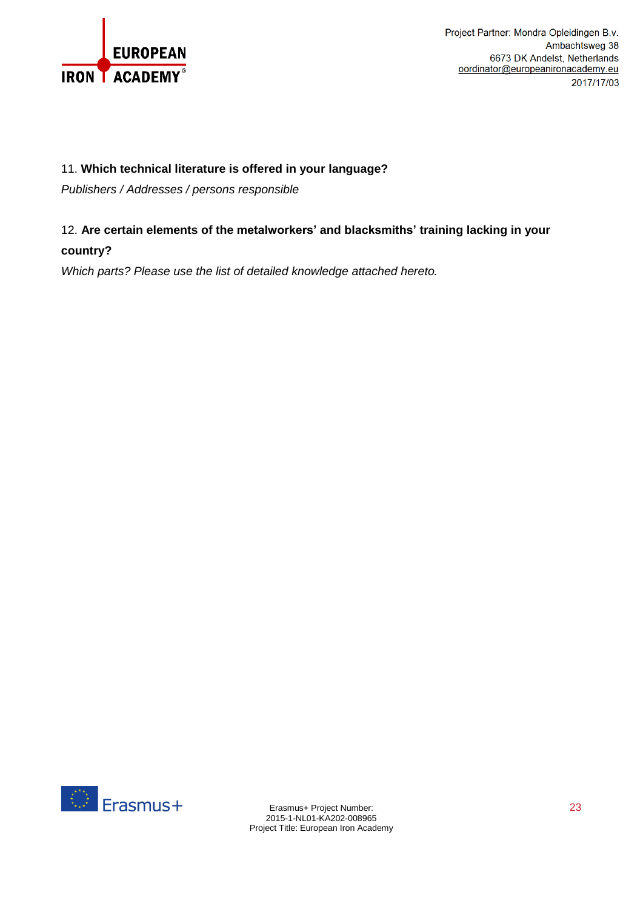11. **Which technical literature is offered in your language?**

*Publishers / Addresses / persons responsible*

12. **Are certain elements of the metalworkers' and blacksmiths' training lacking in your country?**

*Which parts? Please use the list of detailed knowledge attached hereto.*